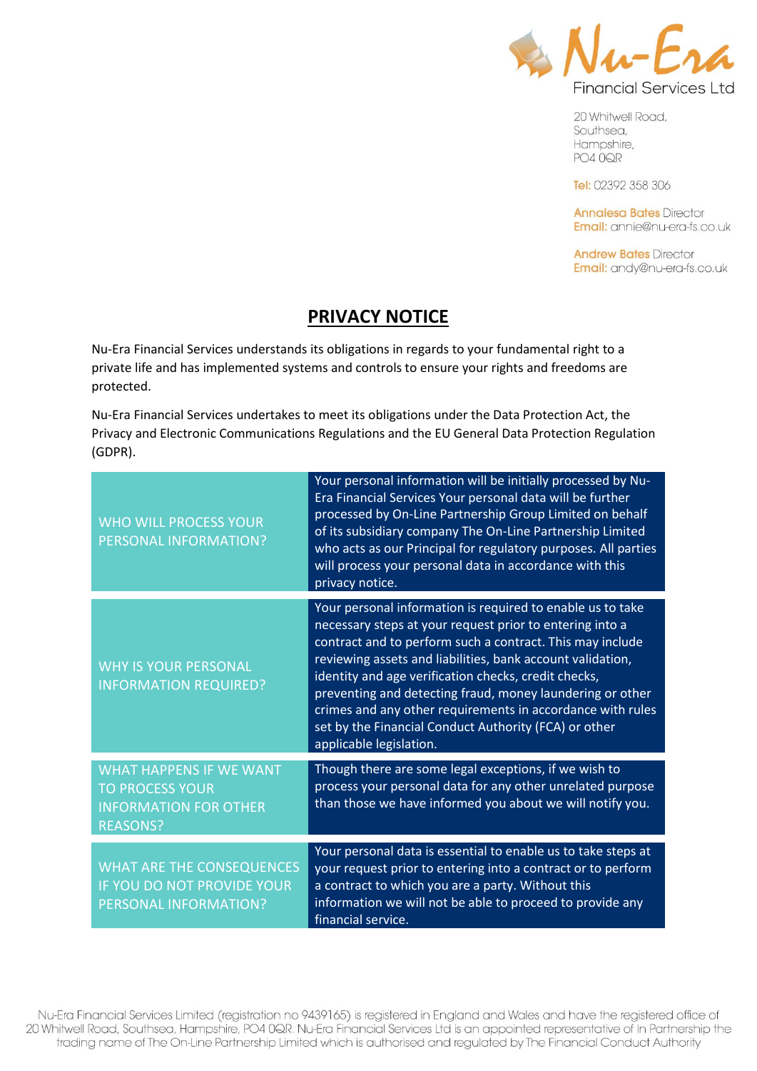Nu-Era Financial Services Ltd

20 Whitwell Road,
Southsea,
Hampshire,
PO4 0QR

**Tel:** 02392 358 306

**Annalesa Bates** Director
**Email:** annie@nu-era-fs.co.uk

**Andrew Bates** Director
**Email:** andy@nu-era-fs.co.uk

# PRIVACY NOTICE

Nu-Era Financial Services understands its obligations in regards to your fundamental right to a private life and has implemented systems and controls to ensure your rights and freedoms are protected.

Nu-Era Financial Services undertakes to meet its obligations under the Data Protection Act, the Privacy and Electronic Communications Regulations and the EU General Data Protection Regulation (GDPR).

| | |
|---|---|
| WHO WILL PROCESS YOUR PERSONAL INFORMATION? | Your personal information will be initially processed by Nu-Era Financial Services Your personal data will be further processed by On-Line Partnership Group Limited on behalf of its subsidiary company The On-Line Partnership Limited who acts as our Principal for regulatory purposes. All parties will process your personal data in accordance with this privacy notice. |
| WHY IS YOUR PERSONAL INFORMATION REQUIRED? | Your personal information is required to enable us to take necessary steps at your request prior to entering into a contract and to perform such a contract. This may include reviewing assets and liabilities, bank account validation, identity and age verification checks, credit checks, preventing and detecting fraud, money laundering or other crimes and any other requirements in accordance with rules set by the Financial Conduct Authority (FCA) or other applicable legislation. |
| WHAT HAPPENS IF WE WANT TO PROCESS YOUR INFORMATION FOR OTHER REASONS? | Though there are some legal exceptions, if we wish to process your personal data for any other unrelated purpose than those we have informed you about we will notify you. |
| WHAT ARE THE CONSEQUENCES IF YOU DO NOT PROVIDE YOUR PERSONAL INFORMATION? | Your personal data is essential to enable us to take steps at your request prior to entering into a contract or to perform a contract to which you are a party. Without this information we will not be able to proceed to provide any financial service. |

Nu-Era Financial Services Limited (registration no 9439165) is registered in England and Wales and have the registered office of 20 Whitwell Road, Southsea, Hampshire, PO4 0QR. Nu-Era Financial Services Ltd is an appointed representative of In Partnership the trading name of The On-Line Partnership Limited which is authorised and regulated by The Financial Conduct Authority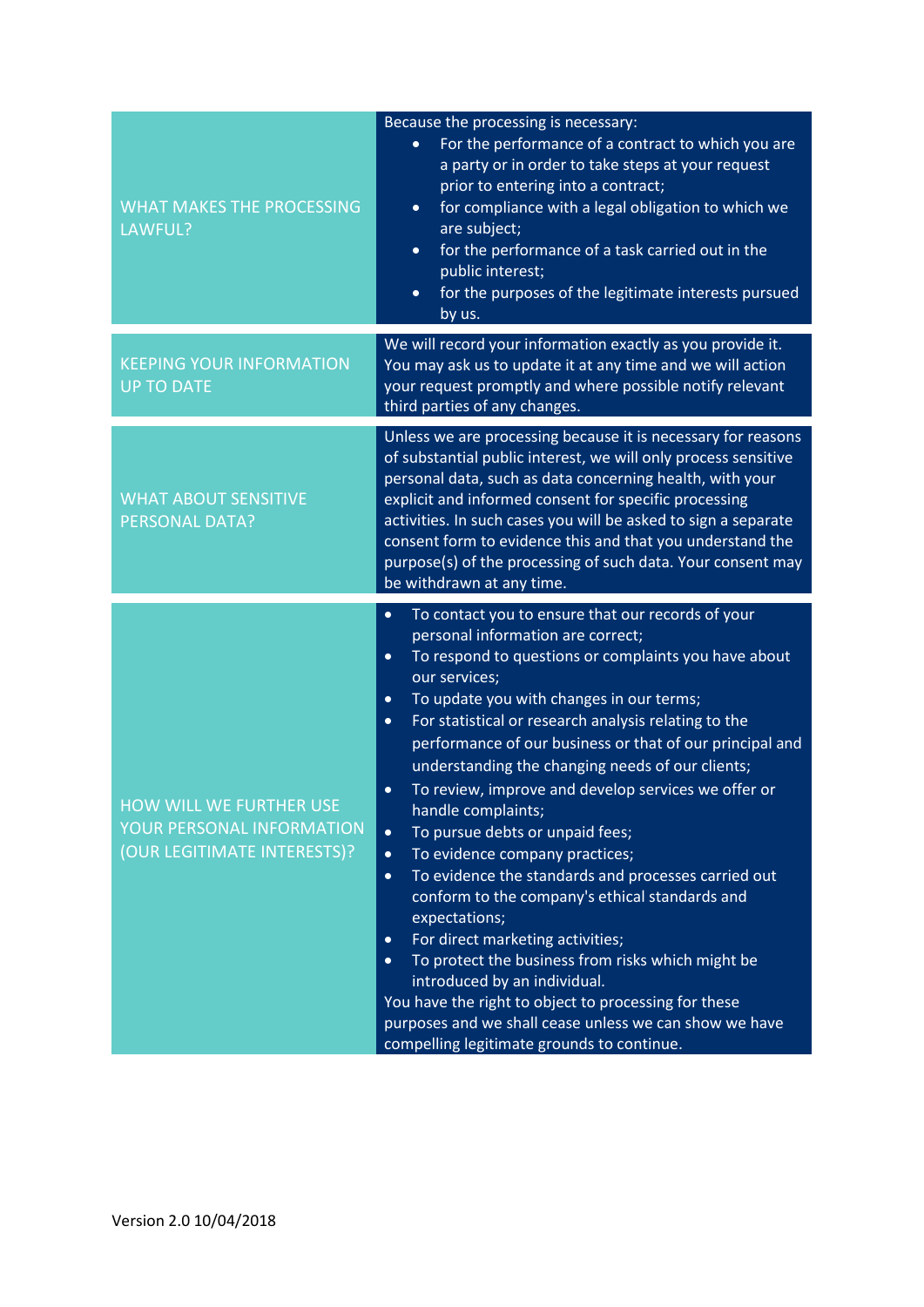| | |
|---|---|
| WHAT MAKES THE PROCESSING LAWFUL? | Because the processing is necessary:<br>• For the performance of a contract to which you are a party or in order to take steps at your request prior to entering into a contract;<br>• for compliance with a legal obligation to which we are subject;<br>• for the performance of a task carried out in the public interest;<br>• for the purposes of the legitimate interests pursued by us. |
| KEEPING YOUR INFORMATION UP TO DATE | We will record your information exactly as you provide it. You may ask us to update it at any time and we will action your request promptly and where possible notify relevant third parties of any changes. |
| WHAT ABOUT SENSITIVE PERSONAL DATA? | Unless we are processing because it is necessary for reasons of substantial public interest, we will only process sensitive personal data, such as data concerning health, with your explicit and informed consent for specific processing activities. In such cases you will be asked to sign a separate consent form to evidence this and that you understand the purpose(s) of the processing of such data. Your consent may be withdrawn at any time. |
| HOW WILL WE FURTHER USE YOUR PERSONAL INFORMATION (OUR LEGITIMATE INTERESTS)? | • To contact you to ensure that our records of your personal information are correct;<br>• To respond to questions or complaints you have about our services;<br>• To update you with changes in our terms;<br>• For statistical or research analysis relating to the performance of our business or that of our principal and understanding the changing needs of our clients;<br>• To review, improve and develop services we offer or handle complaints;<br>• To pursue debts or unpaid fees;<br>• To evidence company practices;<br>• To evidence the standards and processes carried out conform to the company's ethical standards and expectations;<br>• For direct marketing activities;<br>• To protect the business from risks which might be introduced by an individual.<br>You have the right to object to processing for these purposes and we shall cease unless we can show we have compelling legitimate grounds to continue. |

Version 2.0 10/04/2018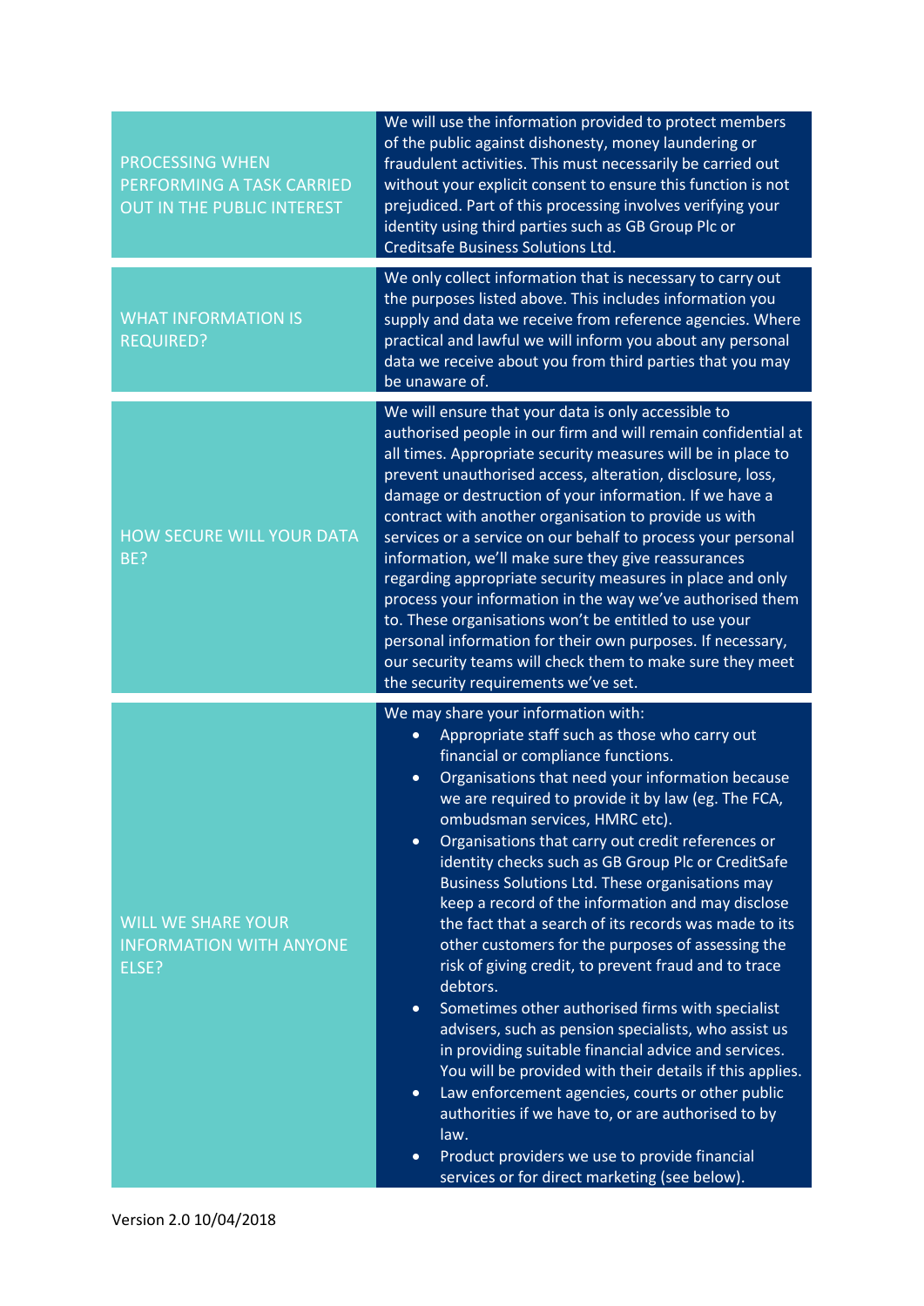| | |
|---|---|
| PROCESSING WHEN PERFORMING A TASK CARRIED OUT IN THE PUBLIC INTEREST | We will use the information provided to protect members of the public against dishonesty, money laundering or fraudulent activities. This must necessarily be carried out without your explicit consent to ensure this function is not prejudiced. Part of this processing involves verifying your identity using third parties such as GB Group Plc or Creditsafe Business Solutions Ltd. |
| WHAT INFORMATION IS REQUIRED? | We only collect information that is necessary to carry out the purposes listed above. This includes information you supply and data we receive from reference agencies. Where practical and lawful we will inform you about any personal data we receive about you from third parties that you may be unaware of. |
| HOW SECURE WILL YOUR DATA BE? | We will ensure that your data is only accessible to authorised people in our firm and will remain confidential at all times. Appropriate security measures will be in place to prevent unauthorised access, alteration, disclosure, loss, damage or destruction of your information. If we have a contract with another organisation to provide us with services or a service on our behalf to process your personal information, we'll make sure they give reassurances regarding appropriate security measures in place and only process your information in the way we've authorised them to. These organisations won't be entitled to use your personal information for their own purposes. If necessary, our security teams will check them to make sure they meet the security requirements we've set. |
| WILL WE SHARE YOUR INFORMATION WITH ANYONE ELSE? | We may share your information with:<br>• Appropriate staff such as those who carry out financial or compliance functions.<br>• Organisations that need your information because we are required to provide it by law (eg. The FCA, ombudsman services, HMRC etc).<br>• Organisations that carry out credit references or identity checks such as GB Group Plc or CreditSafe Business Solutions Ltd. These organisations may keep a record of the information and may disclose the fact that a search of its records was made to its other customers for the purposes of assessing the risk of giving credit, to prevent fraud and to trace debtors.<br>• Sometimes other authorised firms with specialist advisers, such as pension specialists, who assist us in providing suitable financial advice and services. You will be provided with their details if this applies.<br>• Law enforcement agencies, courts or other public authorities if we have to, or are authorised to by law.<br>• Product providers we use to provide financial services or for direct marketing (see below). |

Version 2.0 10/04/2018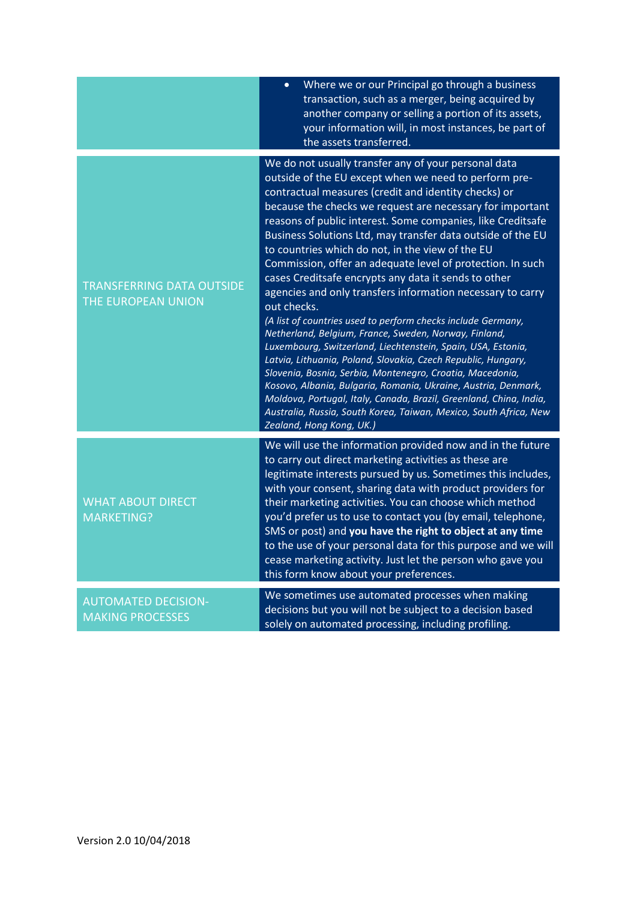| | |
|---|---|
| | • Where we or our Principal go through a business transaction, such as a merger, being acquired by another company or selling a portion of its assets, your information will, in most instances, be part of the assets transferred. |
| TRANSFERRING DATA OUTSIDE THE EUROPEAN UNION | We do not usually transfer any of your personal data outside of the EU except when we need to perform pre-contractual measures (credit and identity checks) or because the checks we request are necessary for important reasons of public interest. Some companies, like Creditsafe Business Solutions Ltd, may transfer data outside of the EU to countries which do not, in the view of the EU Commission, offer an adequate level of protection. In such cases Creditsafe encrypts any data it sends to other agencies and only transfers information necessary to carry out checks. *(A list of countries used to perform checks include Germany, Netherland, Belgium, France, Sweden, Norway, Finland, Luxembourg, Switzerland, Liechtenstein, Spain, USA, Estonia, Latvia, Lithuania, Poland, Slovakia, Czech Republic, Hungary, Slovenia, Bosnia, Serbia, Montenegro, Croatia, Macedonia, Kosovo, Albania, Bulgaria, Romania, Ukraine, Austria, Denmark, Moldova, Portugal, Italy, Canada, Brazil, Greenland, China, India, Australia, Russia, South Korea, Taiwan, Mexico, South Africa, New Zealand, Hong Kong, UK.)* |
| WHAT ABOUT DIRECT MARKETING? | We will use the information provided now and in the future to carry out direct marketing activities as these are legitimate interests pursued by us. Sometimes this includes, with your consent, sharing data with product providers for their marketing activities. You can choose which method you'd prefer us to use to contact you (by email, telephone, SMS or post) and **you have the right to object at any time** to the use of your personal data for this purpose and we will cease marketing activity. Just let the person who gave you this form know about your preferences. |
| AUTOMATED DECISION-MAKING PROCESSES | We sometimes use automated processes when making decisions but you will not be subject to a decision based solely on automated processing, including profiling. |

Version 2.0 10/04/2018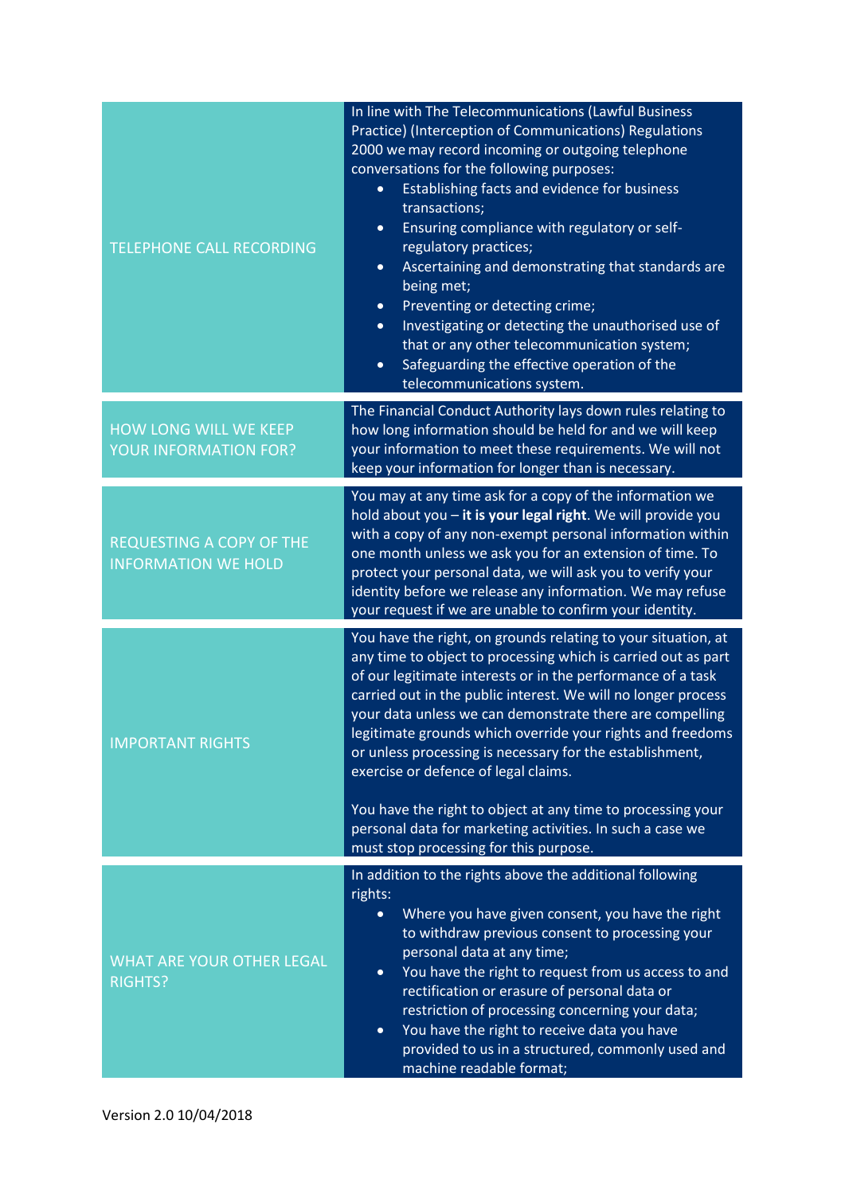| | |
|---|---|
| TELEPHONE CALL RECORDING | In line with The Telecommunications (Lawful Business Practice) (Interception of Communications) Regulations 2000 we may record incoming or outgoing telephone conversations for the following purposes:<br>• Establishing facts and evidence for business transactions;<br>• Ensuring compliance with regulatory or self-regulatory practices;<br>• Ascertaining and demonstrating that standards are being met;<br>• Preventing or detecting crime;<br>• Investigating or detecting the unauthorised use of that or any other telecommunication system;<br>• Safeguarding the effective operation of the telecommunications system. |
| HOW LONG WILL WE KEEP YOUR INFORMATION FOR? | The Financial Conduct Authority lays down rules relating to how long information should be held for and we will keep your information to meet these requirements. We will not keep your information for longer than is necessary. |
| REQUESTING A COPY OF THE INFORMATION WE HOLD | You may at any time ask for a copy of the information we hold about you – **it is your legal right**. We will provide you with a copy of any non-exempt personal information within one month unless we ask you for an extension of time. To protect your personal data, we will ask you to verify your identity before we release any information. We may refuse your request if we are unable to confirm your identity. |
| IMPORTANT RIGHTS | You have the right, on grounds relating to your situation, at any time to object to processing which is carried out as part of our legitimate interests or in the performance of a task carried out in the public interest. We will no longer process your data unless we can demonstrate there are compelling legitimate grounds which override your rights and freedoms or unless processing is necessary for the establishment, exercise or defence of legal claims.<br><br>You have the right to object at any time to processing your personal data for marketing activities. In such a case we must stop processing for this purpose. |
| WHAT ARE YOUR OTHER LEGAL RIGHTS? | In addition to the rights above the additional following rights:<br>• Where you have given consent, you have the right to withdraw previous consent to processing your personal data at any time;<br>• You have the right to request from us access to and rectification or erasure of personal data or restriction of processing concerning your data;<br>• You have the right to receive data you have provided to us in a structured, commonly used and machine readable format; |

Version 2.0 10/04/2018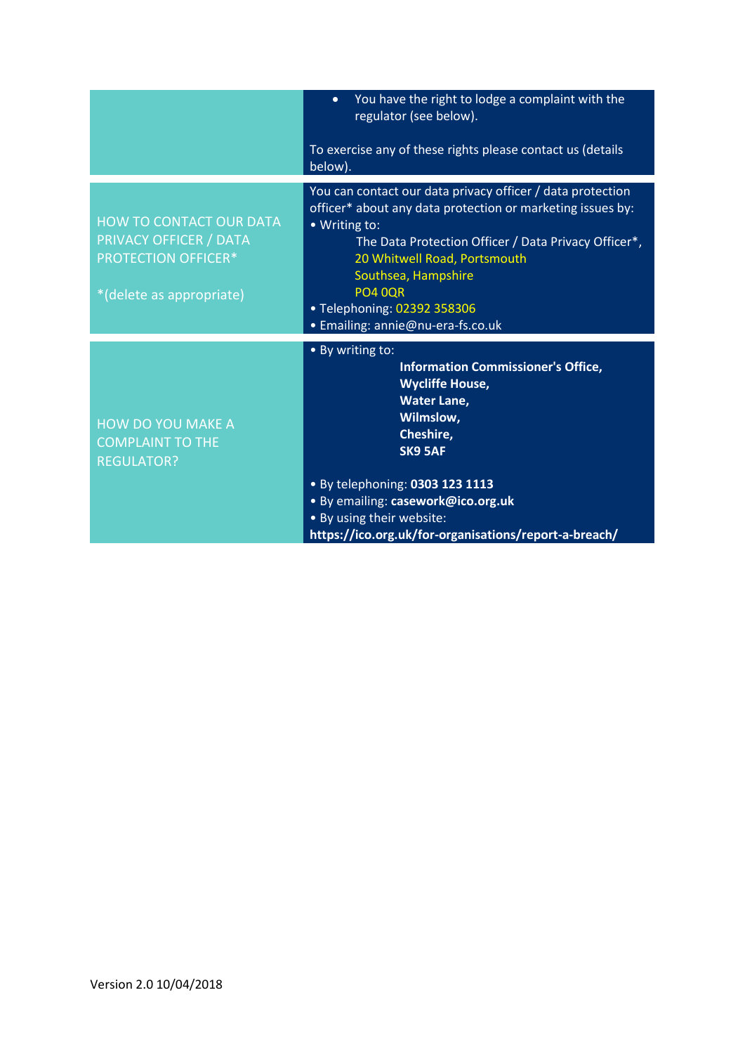| | |
|---|---|
| | • You have the right to lodge a complaint with the regulator (see below).<br><br>To exercise any of these rights please contact us (details below). |
| HOW TO CONTACT OUR DATA PRIVACY OFFICER / DATA PROTECTION OFFICER*<br><br>*(delete as appropriate) | You can contact our data privacy officer / data protection officer* about any data protection or marketing issues by:<br>• Writing to:<br>The Data Protection Officer / Data Privacy Officer*,<br>20 Whitwell Road, Portsmouth<br>Southsea, Hampshire<br>PO4 0QR<br>• Telephoning: 02392 358306<br>• Emailing: annie@nu-era-fs.co.uk |
| HOW DO YOU MAKE A COMPLAINT TO THE REGULATOR? | • By writing to:<br>**Information Commissioner's Office,**<br>**Wycliffe House,**<br>**Water Lane,**<br>**Wilmslow,**<br>**Cheshire,**<br>**SK9 5AF**<br><br>• By telephoning: **0303 123 1113**<br>• By emailing: **casework@ico.org.uk**<br>• By using their website:<br>**https://ico.org.uk/for-organisations/report-a-breach/** |

Version 2.0 10/04/2018